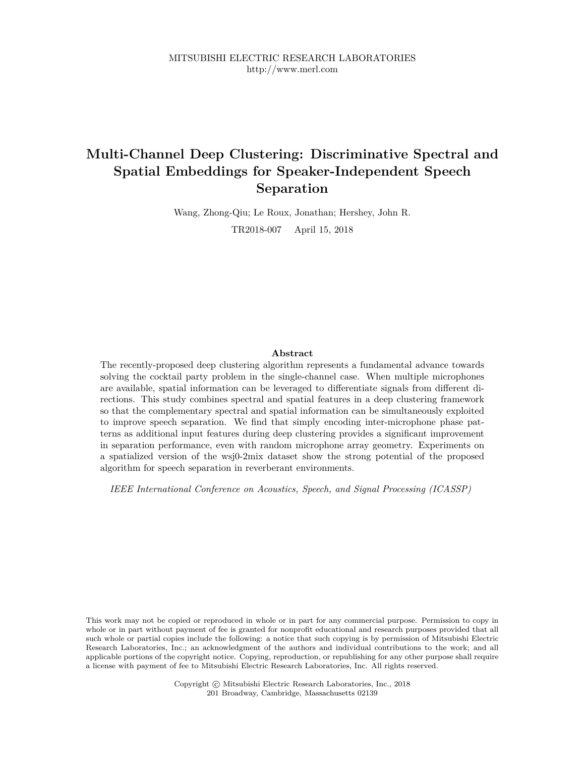MITSUBISHI ELECTRIC RESEARCH LABORATORIES
http://www.merl.com

# Multi-Channel Deep Clustering: Discriminative Spectral and Spatial Embeddings for Speaker-Independent Speech Separation

Wang, Zhong-Qiu; Le Roux, Jonathan; Hershey, John R.

TR2018-007 April 15, 2018

## Abstract

The recently-proposed deep clustering algorithm represents a fundamental advance towards solving the cocktail party problem in the single-channel case. When multiple microphones are available, spatial information can be leveraged to differentiate signals from different directions. This study combines spectral and spatial features in a deep clustering framework so that the complementary spectral and spatial information can be simultaneously exploited to improve speech separation. We find that simply encoding inter-microphone phase patterns as additional input features during deep clustering provides a significant improvement in separation performance, even with random microphone array geometry. Experiments on a spatialized version of the wsj0-2mix dataset show the strong potential of the proposed algorithm for speech separation in reverberant environments.

*IEEE International Conference on Acoustics, Speech, and Signal Processing (ICASSP)*

This work may not be copied or reproduced in whole or in part for any commercial purpose. Permission to copy in whole or in part without payment of fee is granted for nonprofit educational and research purposes provided that all such whole or partial copies include the following: a notice that such copying is by permission of Mitsubishi Electric Research Laboratories, Inc.; an acknowledgment of the authors and individual contributions to the work; and all applicable portions of the copyright notice. Copying, reproduction, or republishing for any other purpose shall require a license with payment of fee to Mitsubishi Electric Research Laboratories, Inc. All rights reserved.

Copyright © Mitsubishi Electric Research Laboratories, Inc., 2018
201 Broadway, Cambridge, Massachusetts 02139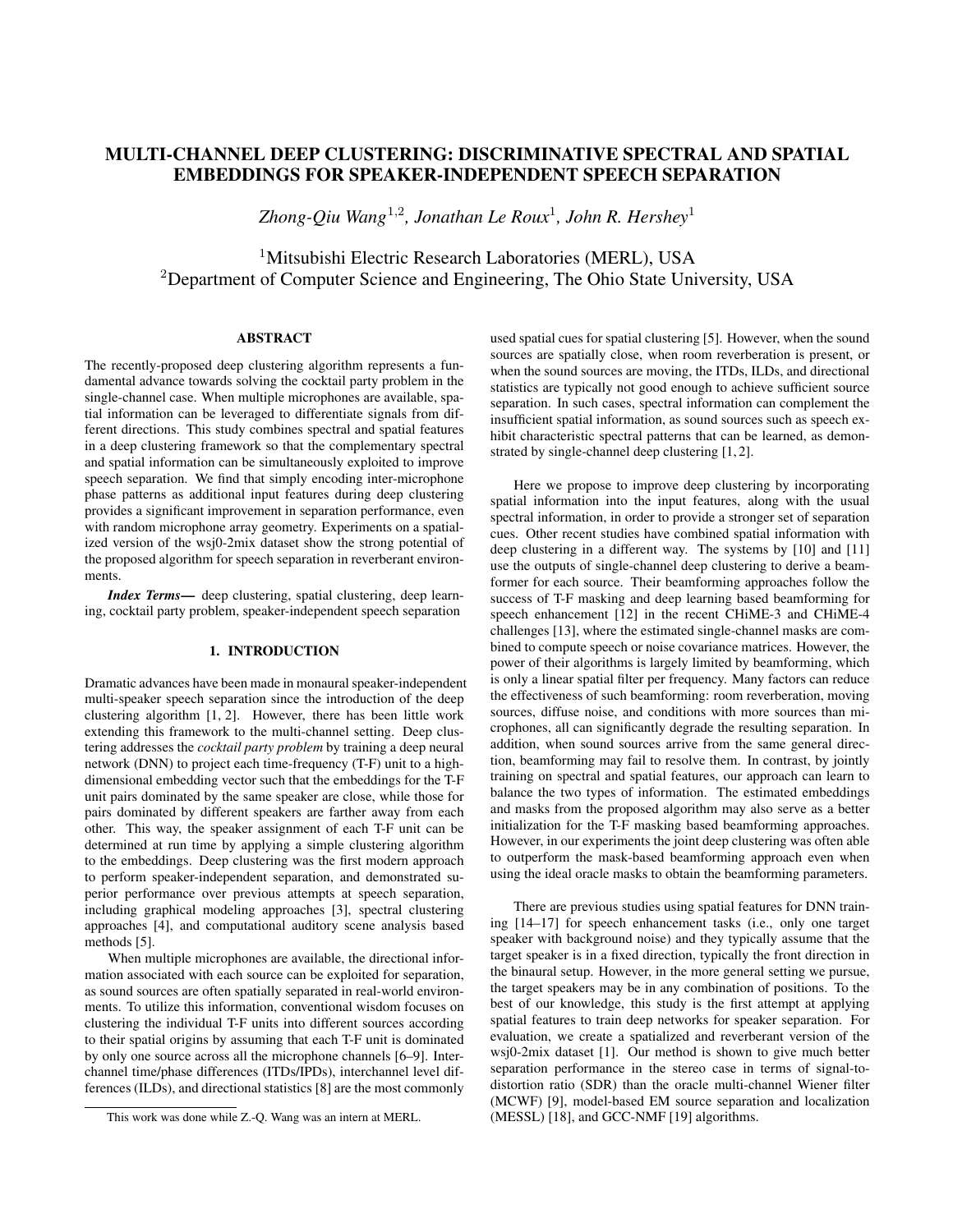# MULTI-CHANNEL DEEP CLUSTERING: DISCRIMINATIVE SPECTRAL AND SPATIAL EMBEDDINGS FOR SPEAKER-INDEPENDENT SPEECH SEPARATION

*Zhong-Qiu Wang*[1,2], *Jonathan Le Roux*[1], *John R. Hershey*[1]

[1]Mitsubishi Electric Research Laboratories (MERL), USA
[2]Department of Computer Science and Engineering, The Ohio State University, USA

## ABSTRACT

The recently-proposed deep clustering algorithm represents a fundamental advance towards solving the cocktail party problem in the single-channel case. When multiple microphones are available, spatial information can be leveraged to differentiate signals from different directions. This study combines spectral and spatial features in a deep clustering framework so that the complementary spectral and spatial information can be simultaneously exploited to improve speech separation. We find that simply encoding inter-microphone phase patterns as additional input features during deep clustering provides a significant improvement in separation performance, even with random microphone array geometry. Experiments on a spatialized version of the wsj0-2mix dataset show the strong potential of the proposed algorithm for speech separation in reverberant environments.

***Index Terms*—** deep clustering, spatial clustering, deep learning, cocktail party problem, speaker-independent speech separation

## 1. INTRODUCTION

Dramatic advances have been made in monaural speaker-independent multi-speaker speech separation since the introduction of the deep clustering algorithm [1, 2]. However, there has been little work extending this framework to the multi-channel setting. Deep clustering addresses the *cocktail party problem* by training a deep neural network (DNN) to project each time-frequency (T-F) unit to a high-dimensional embedding vector such that the embeddings for the T-F unit pairs dominated by the same speaker are close, while those for pairs dominated by different speakers are farther away from each other. This way, the speaker assignment of each T-F unit can be determined at run time by applying a simple clustering algorithm to the embeddings. Deep clustering was the first modern approach to perform speaker-independent separation, and demonstrated superior performance over previous attempts at speech separation, including graphical modeling approaches [3], spectral clustering approaches [4], and computational auditory scene analysis based methods [5].

When multiple microphones are available, the directional information associated with each source can be exploited for separation, as sound sources are often spatially separated in real-world environments. To utilize this information, conventional wisdom focuses on clustering the individual T-F units into different sources according to their spatial origins by assuming that each T-F unit is dominated by only one source across all the microphone channels [6–9]. Interchannel time/phase differences (ITDs/IPDs), interchannel level differences (ILDs), and directional statistics [8] are the most commonly used spatial cues for spatial clustering [5]. However, when the sound sources are spatially close, when room reverberation is present, or when the sound sources are moving, the ITDs, ILDs, and directional statistics are typically not good enough to achieve sufficient source separation. In such cases, spectral information can complement the insufficient spatial information, as sound sources such as speech exhibit characteristic spectral patterns that can be learned, as demonstrated by single-channel deep clustering [1, 2].

Here we propose to improve deep clustering by incorporating spatial information into the input features, along with the usual spectral information, in order to provide a stronger set of separation cues. Other recent studies have combined spatial information with deep clustering in a different way. The systems by [10] and [11] use the outputs of single-channel deep clustering to derive a beamformer for each source. Their beamforming approaches follow the success of T-F masking and deep learning based beamforming for speech enhancement [12] in the recent CHiME-3 and CHiME-4 challenges [13], where the estimated single-channel masks are combined to compute speech or noise covariance matrices. However, the power of their algorithms is largely limited by beamforming, which is only a linear spatial filter per frequency. Many factors can reduce the effectiveness of such beamforming: room reverberation, moving sources, diffuse noise, and conditions with more sources than microphones, all can significantly degrade the resulting separation. In addition, when sound sources arrive from the same general direction, beamforming may fail to resolve them. In contrast, by jointly training on spectral and spatial features, our approach can learn to balance the two types of information. The estimated embeddings and masks from the proposed algorithm may also serve as a better initialization for the T-F masking based beamforming approaches. However, in our experiments the joint deep clustering was often able to outperform the mask-based beamforming approach even when using the ideal oracle masks to obtain the beamforming parameters.

There are previous studies using spatial features for DNN training [14–17] for speech enhancement tasks (i.e., only one target speaker with background noise) and they typically assume that the target speaker is in a fixed direction, typically the front direction in the binaural setup. However, in the more general setting we pursue, the target speakers may be in any combination of positions. To the best of our knowledge, this study is the first attempt at applying spatial features to train deep networks for speaker separation. For evaluation, we create a spatialized and reverberant version of the wsj0-2mix dataset [1]. Our method is shown to give much better separation performance in the stereo case in terms of signal-to-distortion ratio (SDR) than the oracle multi-channel Wiener filter (MCWF) [9], model-based EM source separation and localization (MESSL) [18], and GCC-NMF [19] algorithms.

This work was done while Z.-Q. Wang was an intern at MERL.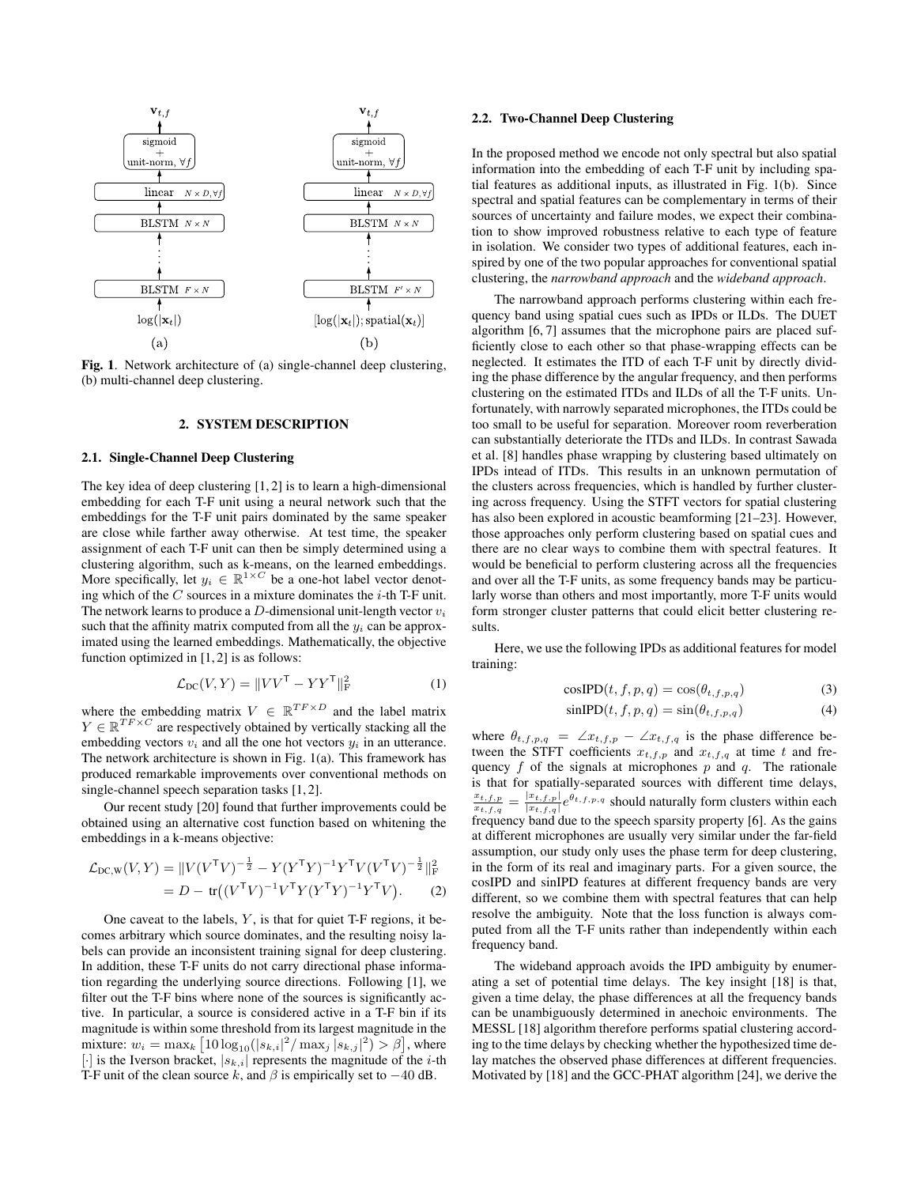**Fig. 1**. Network architecture of (a) single-channel deep clustering, (b) multi-channel deep clustering.

## 2. SYSTEM DESCRIPTION

### 2.1. Single-Channel Deep Clustering

The key idea of deep clustering [1, 2] is to learn a high-dimensional embedding for each T-F unit using a neural network such that the embeddings for the T-F unit pairs dominated by the same speaker are close while farther away otherwise. At test time, the speaker assignment of each T-F unit can then be simply determined using a clustering algorithm, such as k-means, on the learned embeddings. More specifically, let $y_i \in \mathbb{R}^{1\times C}$ be a one-hot label vector denoting which of the $C$ sources in a mixture dominates the $i$-th T-F unit. The network learns to produce a $D$-dimensional unit-length vector $v_i$ such that the affinity matrix computed from all the $y_i$ can be approximated using the learned embeddings. Mathematically, the objective function optimized in [1, 2] is as follows:

$$\mathcal{L}_{\text{DC}}(V, Y) = \|VV^{\mathsf{T}} - YY^{\mathsf{T}}\|_{\text{F}}^2 \tag{1}$$

where the embedding matrix $V \in \mathbb{R}^{TF\times D}$ and the label matrix $Y \in \mathbb{R}^{TF\times C}$ are respectively obtained by vertically stacking all the embedding vectors $v_i$ and all the one hot vectors $y_i$ in an utterance. The network architecture is shown in Fig. 1(a). This framework has produced remarkable improvements over conventional methods on single-channel speech separation tasks [1, 2].

Our recent study [20] found that further improvements could be obtained using an alternative cost function based on whitening the embeddings in a k-means objective:

$$\begin{aligned}\mathcal{L}_{\text{DC,W}}(V, Y) &= \|V(V^{\mathsf{T}}V)^{-\frac{1}{2}} - Y(Y^{\mathsf{T}}Y)^{-1}Y^{\mathsf{T}}V(V^{\mathsf{T}}V)^{-\frac{1}{2}}\|_{\text{F}}^2 \\ &= D - \operatorname{tr}\big((V^{\mathsf{T}}V)^{-1}V^{\mathsf{T}}Y(Y^{\mathsf{T}}Y)^{-1}Y^{\mathsf{T}}V\big). \end{aligned} \tag{2}$$

One caveat to the labels, $Y$, is that for quiet T-F regions, it becomes arbitrary which source dominates, and the resulting noisy labels can provide an inconsistent training signal for deep clustering. In addition, these T-F units do not carry directional phase information regarding the underlying source directions. Following [1], we filter out the T-F bins where none of the sources is significantly active. In particular, a source is considered active in a T-F bin if its magnitude is within some threshold from its largest magnitude in the mixture: $w_i = \max_k \left[10\log_{10}(|s_{k,i}|^2/\max_j |s_{k,j}|^2) > \beta\right]$, where $[\cdot]$ is the Iverson bracket, $|s_{k,i}|$ represents the magnitude of the $i$-th T-F unit of the clean source $k$, and $\beta$ is empirically set to $-40$ dB.

### 2.2. Two-Channel Deep Clustering

In the proposed method we encode not only spectral but also spatial information into the embedding of each T-F unit by including spatial features as additional inputs, as illustrated in Fig. 1(b). Since spectral and spatial features can be complementary in terms of their sources of uncertainty and failure modes, we expect their combination to show improved robustness relative to each type of feature in isolation. We consider two types of additional features, each inspired by one of the two popular approaches for conventional spatial clustering, the *narrowband approach* and the *wideband approach*.

The narrowband approach performs clustering within each frequency band using spatial cues such as IPDs or ILDs. The DUET algorithm [6, 7] assumes that the microphone pairs are placed sufficiently close to each other so that phase-wrapping effects can be neglected. It estimates the ITD of each T-F unit by directly dividing the phase difference by the angular frequency, and then performs clustering on the estimated ITDs and ILDs of all the T-F units. Unfortunately, with narrowly separated microphones, the ITDs could be too small to be useful for separation. Moreover room reverberation can substantially deteriorate the ITDs and ILDs. In contrast Sawada et al. [8] handles phase wrapping by clustering based ultimately on IPDs intead of ITDs. This results in an unknown permutation of the clusters across frequencies, which is handled by further clustering across frequency. Using the STFT vectors for spatial clustering has also been explored in acoustic beamforming [21–23]. However, those approaches only perform clustering based on spatial cues and there are no clear ways to combine them with spectral features. It would be beneficial to perform clustering across all the frequencies and over all the T-F units, as some frequency bands may be particularly worse than others and most importantly, more T-F units would form stronger cluster patterns that could elicit better clustering results.

Here, we use the following IPDs as additional features for model training:

$$\text{cosIPD}(t, f, p, q) = \cos(\theta_{t,f,p,q}) \tag{3}$$

$$\text{sinIPD}(t, f, p, q) = \sin(\theta_{t,f,p,q}) \tag{4}$$

where $\theta_{t,f,p,q} = \angle x_{t,f,p} - \angle x_{t,f,q}$ is the phase difference between the STFT coefficients $x_{t,f,p}$ and $x_{t,f,q}$ at time $t$ and frequency $f$ of the signals at microphones $p$ and $q$. The rationale is that for spatially-separated sources with different time delays, $\frac{x_{t,f,p}}{x_{t,f,q}} = \frac{|x_{t,f,p}|}{|x_{t,f,q}|}e^{\theta_{t,f,p,q}}$ should naturally form clusters within each frequency band due to the speech sparsity property [6]. As the gains at different microphones are usually very similar under the far-field assumption, our study only uses the phase term for deep clustering, in the form of its real and imaginary parts. For a given source, the cosIPD and sinIPD features at different frequency bands are very different, so we combine them with spectral features that can help resolve the ambiguity. Note that the loss function is always computed from all the T-F units rather than independently within each frequency band.

The wideband approach avoids the IPD ambiguity by enumerating a set of potential time delays. The key insight [18] is that, given a time delay, the phase differences at all the frequency bands can be unambiguously determined in anechoic environments. The MESSL [18] algorithm therefore performs spatial clustering according to the time delays by checking whether the hypothesized time delay matches the observed phase differences at different frequencies. Motivated by [18] and the GCC-PHAT algorithm [24], we derive the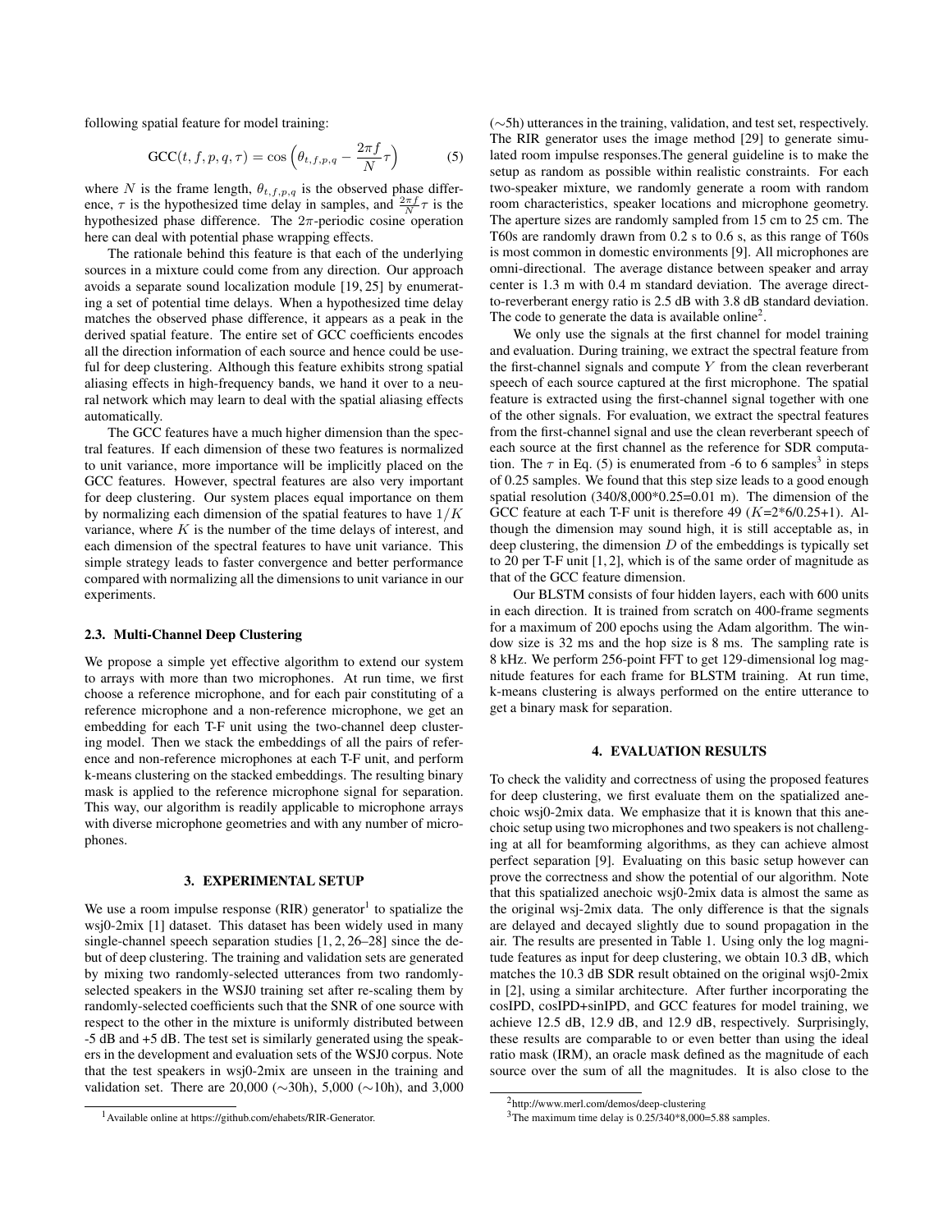following spatial feature for model training:

$$\text{GCC}(t, f, p, q, \tau) = \cos\left(\theta_{t,f,p,q} - \frac{2\pi f}{N}\tau\right) \quad (5)$$

where $N$ is the frame length, $\theta_{t,f,p,q}$ is the observed phase difference, $\tau$ is the hypothesized time delay in samples, and $\frac{2\pi f}{N}\tau$ is the hypothesized phase difference. The $2\pi$-periodic cosine operation here can deal with potential phase wrapping effects.

The rationale behind this feature is that each of the underlying sources in a mixture could come from any direction. Our approach avoids a separate sound localization module [19, 25] by enumerating a set of potential time delays. When a hypothesized time delay matches the observed phase difference, it appears as a peak in the derived spatial feature. The entire set of GCC coefficients encodes all the direction information of each source and hence could be useful for deep clustering. Although this feature exhibits strong spatial aliasing effects in high-frequency bands, we hand it over to a neural network which may learn to deal with the spatial aliasing effects automatically.

The GCC features have a much higher dimension than the spectral features. If each dimension of these two features is normalized to unit variance, more importance will be implicitly placed on the GCC features. However, spectral features are also very important for deep clustering. Our system places equal importance on them by normalizing each dimension of the spatial features to have $1/K$ variance, where $K$ is the number of the time delays of interest, and each dimension of the spectral features to have unit variance. This simple strategy leads to faster convergence and better performance compared with normalizing all the dimensions to unit variance in our experiments.

### 2.3. Multi-Channel Deep Clustering

We propose a simple yet effective algorithm to extend our system to arrays with more than two microphones. At run time, we first choose a reference microphone, and for each pair constituting of a reference microphone and a non-reference microphone, we get an embedding for each T-F unit using the two-channel deep clustering model. Then we stack the embeddings of all the pairs of reference and non-reference microphones at each T-F unit, and perform k-means clustering on the stacked embeddings. The resulting binary mask is applied to the reference microphone signal for separation. This way, our algorithm is readily applicable to microphone arrays with diverse microphone geometries and with any number of microphones.

## 3. EXPERIMENTAL SETUP

We use a room impulse response (RIR) generator[1] to spatialize the wsj0-2mix [1] dataset. This dataset has been widely used in many single-channel speech separation studies [1, 2, 26–28] since the debut of deep clustering. The training and validation sets are generated by mixing two randomly-selected utterances from two randomly-selected speakers in the WSJ0 training set after re-scaling them by randomly-selected coefficients such that the SNR of one source with respect to the other in the mixture is uniformly distributed between -5 dB and +5 dB. The test set is similarly generated using the speakers in the development and evaluation sets of the WSJ0 corpus. Note that the test speakers in wsj0-2mix are unseen in the training and validation set. There are 20,000 (∼30h), 5,000 (∼10h), and 3,000 (∼5h) utterances in the training, validation, and test set, respectively. The RIR generator uses the image method [29] to generate simulated room impulse responses.The general guideline is to make the setup as random as possible within realistic constraints. For each two-speaker mixture, we randomly generate a room with random room characteristics, speaker locations and microphone geometry. The aperture sizes are randomly sampled from 15 cm to 25 cm. The T60s are randomly drawn from 0.2 s to 0.6 s, as this range of T60s is most common in domestic environments [9]. All microphones are omni-directional. The average distance between speaker and array center is 1.3 m with 0.4 m standard deviation. The average direct-to-reverberant energy ratio is 2.5 dB with 3.8 dB standard deviation. The code to generate the data is available online[2].

We only use the signals at the first channel for model training and evaluation. During training, we extract the spectral feature from the first-channel signals and compute $Y$ from the clean reverberant speech of each source captured at the first microphone. The spatial feature is extracted using the first-channel signal together with one of the other signals. For evaluation, we extract the spectral features from the first-channel signal and use the clean reverberant speech of each source at the first channel as the reference for SDR computation. The $\tau$ in Eq. (5) is enumerated from -6 to 6 samples[3] in steps of 0.25 samples. We found that this step size leads to a good enough spatial resolution (340/8,000*0.25=0.01 m). The dimension of the GCC feature at each T-F unit is therefore 49 ($K$=2*6/0.25+1). Although the dimension may sound high, it is still acceptable as, in deep clustering, the dimension $D$ of the embeddings is typically set to 20 per T-F unit [1, 2], which is of the same order of magnitude as that of the GCC feature dimension.

Our BLSTM consists of four hidden layers, each with 600 units in each direction. It is trained from scratch on 400-frame segments for a maximum of 200 epochs using the Adam algorithm. The window size is 32 ms and the hop size is 8 ms. The sampling rate is 8 kHz. We perform 256-point FFT to get 129-dimensional log magnitude features for each frame for BLSTM training. At run time, k-means clustering is always performed on the entire utterance to get a binary mask for separation.

## 4. EVALUATION RESULTS

To check the validity and correctness of using the proposed features for deep clustering, we first evaluate them on the spatialized anechoic wsj0-2mix data. We emphasize that it is known that this anechoic setup using two microphones and two speakers is not challenging at all for beamforming algorithms, as they can achieve almost perfect separation [9]. Evaluating on this basic setup however can prove the correctness and show the potential of our algorithm. Note that this spatialized anechoic wsj0-2mix data is almost the same as the original wsj-2mix data. The only difference is that the signals are delayed and decayed slightly due to sound propagation in the air. The results are presented in Table 1. Using only the log magnitude features as input for deep clustering, we obtain 10.3 dB, which matches the 10.3 dB SDR result obtained on the original wsj0-2mix in [2], using a similar architecture. After further incorporating the cosIPD, cosIPD+sinIPD, and GCC features for model training, we achieve 12.5 dB, 12.9 dB, and 12.9 dB, respectively. Surprisingly, these results are comparable to or even better than using the ideal ratio mask (IRM), an oracle mask defined as the magnitude of each source over the sum of all the magnitudes. It is also close to the

[1] Available online at https://github.com/ehabets/RIR-Generator.

[2] http://www.merl.com/demos/deep-clustering

[3] The maximum time delay is 0.25/340*8,000=5.88 samples.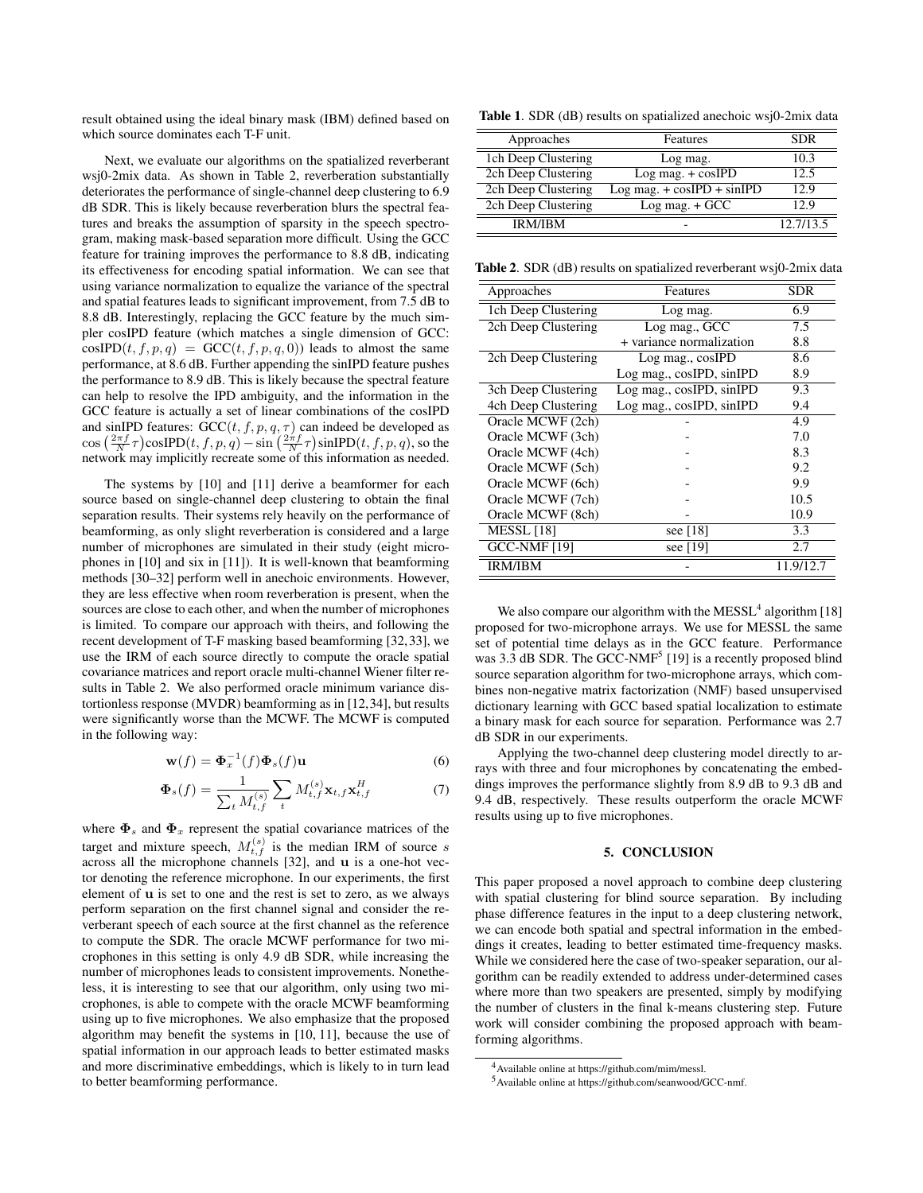result obtained using the ideal binary mask (IBM) defined based on which source dominates each T-F unit.

Next, we evaluate our algorithms on the spatialized reverberant wsj0-2mix data. As shown in Table 2, reverberation substantially deteriorates the performance of single-channel deep clustering to 6.9 dB SDR. This is likely because reverberation blurs the spectral features and breaks the assumption of sparsity in the speech spectrogram, making mask-based separation more difficult. Using the GCC feature for training improves the performance to 8.8 dB, indicating its effectiveness for encoding spatial information. We can see that using variance normalization to equalize the variance of the spectral and spatial features leads to significant improvement, from 7.5 dB to 8.8 dB. Interestingly, replacing the GCC feature by the much simpler cosIPD feature (which matches a single dimension of GCC: $\text{cosIPD}(t,f,p,q) = \text{GCC}(t,f,p,q,0)$) leads to almost the same performance, at 8.6 dB. Further appending the sinIPD feature pushes the performance to 8.9 dB. This is likely because the spectral feature can help to resolve the IPD ambiguity, and the information in the GCC feature is actually a set of linear combinations of the cosIPD and sinIPD features: $\text{GCC}(t,f,p,q,\tau)$ can indeed be developed as $\cos\left(\frac{2\pi f}{N}\tau\right)\text{cosIPD}(t,f,p,q) - \sin\left(\frac{2\pi f}{N}\tau\right)\text{sinIPD}(t,f,p,q)$, so the network may implicitly recreate some of this information as needed.

The systems by [10] and [11] derive a beamformer for each source based on single-channel deep clustering to obtain the final separation results. Their systems rely heavily on the performance of beamforming, as only slight reverberation is considered and a large number of microphones are simulated in their study (eight microphones in [10] and six in [11]). It is well-known that beamforming methods [30–32] perform well in anechoic environments. However, they are less effective when room reverberation is present, when the sources are close to each other, and when the number of microphones is limited. To compare our approach with theirs, and following the recent development of T-F masking based beamforming [32,33], we use the IRM of each source directly to compute the oracle spatial covariance matrices and report oracle multi-channel Wiener filter results in Table 2. We also performed oracle minimum variance distortionless response (MVDR) beamforming as in [12,34], but results were significantly worse than the MCWF. The MCWF is computed in the following way:

$$\mathbf{w}(f) = \mathbf{\Phi}_x^{-1}(f)\mathbf{\Phi}_s(f)\mathbf{u} \tag{6}$$

$$\mathbf{\Phi}_s(f) = \frac{1}{\sum_t M_{t,f}^{(s)}} \sum_t M_{t,f}^{(s)} \mathbf{x}_{t,f}\mathbf{x}_{t,f}^H \tag{7}$$

where $\mathbf{\Phi}_s$ and $\mathbf{\Phi}_x$ represent the spatial covariance matrices of the target and mixture speech, $M_{t,f}^{(s)}$ is the median IRM of source $s$ across all the microphone channels [32], and $\mathbf{u}$ is a one-hot vector denoting the reference microphone. In our experiments, the first element of $\mathbf{u}$ is set to one and the rest is set to zero, as we always perform separation on the first channel signal and consider the reverberant speech of each source at the first channel as the reference to compute the SDR. The oracle MCWF performance for two microphones in this setting is only 4.9 dB SDR, while increasing the number of microphones leads to consistent improvements. Nonetheless, it is interesting to see that our algorithm, only using two microphones, is able to compete with the oracle MCWF beamforming using up to five microphones. We also emphasize that the proposed algorithm may benefit the systems in [10, 11], because the use of spatial information in our approach leads to better estimated masks and more discriminative embeddings, which is likely to in turn lead to better beamforming performance.

**Table 1**. SDR (dB) results on spatialized anechoic wsj0-2mix data

| Approaches | Features | SDR |
|---|---|---|
| 1ch Deep Clustering | Log mag. | 10.3 |
| 2ch Deep Clustering | Log mag. + cosIPD | 12.5 |
| 2ch Deep Clustering | Log mag. + cosIPD + sinIPD | 12.9 |
| 2ch Deep Clustering | Log mag. + GCC | 12.9 |
| IRM/IBM | - | 12.7/13.5 |

**Table 2**. SDR (dB) results on spatialized reverberant wsj0-2mix data

| Approaches | Features | SDR |
|---|---|---|
| 1ch Deep Clustering | Log mag. | 6.9 |
| 2ch Deep Clustering | Log mag., GCC | 7.5 |
| | + variance normalization | 8.8 |
| 2ch Deep Clustering | Log mag., cosIPD | 8.6 |
| | Log mag., cosIPD, sinIPD | 8.9 |
| 3ch Deep Clustering | Log mag., cosIPD, sinIPD | 9.3 |
| 4ch Deep Clustering | Log mag., cosIPD, sinIPD | 9.4 |
| Oracle MCWF (2ch) | - | 4.9 |
| Oracle MCWF (3ch) | - | 7.0 |
| Oracle MCWF (4ch) | - | 8.3 |
| Oracle MCWF (5ch) | - | 9.2 |
| Oracle MCWF (6ch) | - | 9.9 |
| Oracle MCWF (7ch) | - | 10.5 |
| Oracle MCWF (8ch) | - | 10.9 |
| MESSL [18] | see [18] | 3.3 |
| GCC-NMF [19] | see [19] | 2.7 |
| IRM/IBM | - | 11.9/12.7 |

We also compare our algorithm with the MESSL[4] algorithm [18] proposed for two-microphone arrays. We use for MESSL the same set of potential time delays as in the GCC feature. Performance was 3.3 dB SDR. The GCC-NMF[5] [19] is a recently proposed blind source separation algorithm for two-microphone arrays, which combines non-negative matrix factorization (NMF) based unsupervised dictionary learning with GCC based spatial localization to estimate a binary mask for each source for separation. Performance was 2.7 dB SDR in our experiments.

Applying the two-channel deep clustering model directly to arrays with three and four microphones by concatenating the embeddings improves the performance slightly from 8.9 dB to 9.3 dB and 9.4 dB, respectively. These results outperform the oracle MCWF results using up to five microphones.

## 5. CONCLUSION

This paper proposed a novel approach to combine deep clustering with spatial clustering for blind source separation. By including phase difference features in the input to a deep clustering network, we can encode both spatial and spectral information in the embeddings it creates, leading to better estimated time-frequency masks. While we considered here the case of two-speaker separation, our algorithm can be readily extended to address under-determined cases where more than two speakers are presented, simply by modifying the number of clusters in the final k-means clustering step. Future work will consider combining the proposed approach with beamforming algorithms.

[4] Available online at https://github.com/mim/messl.

[5] Available online at https://github.com/seanwood/GCC-nmf.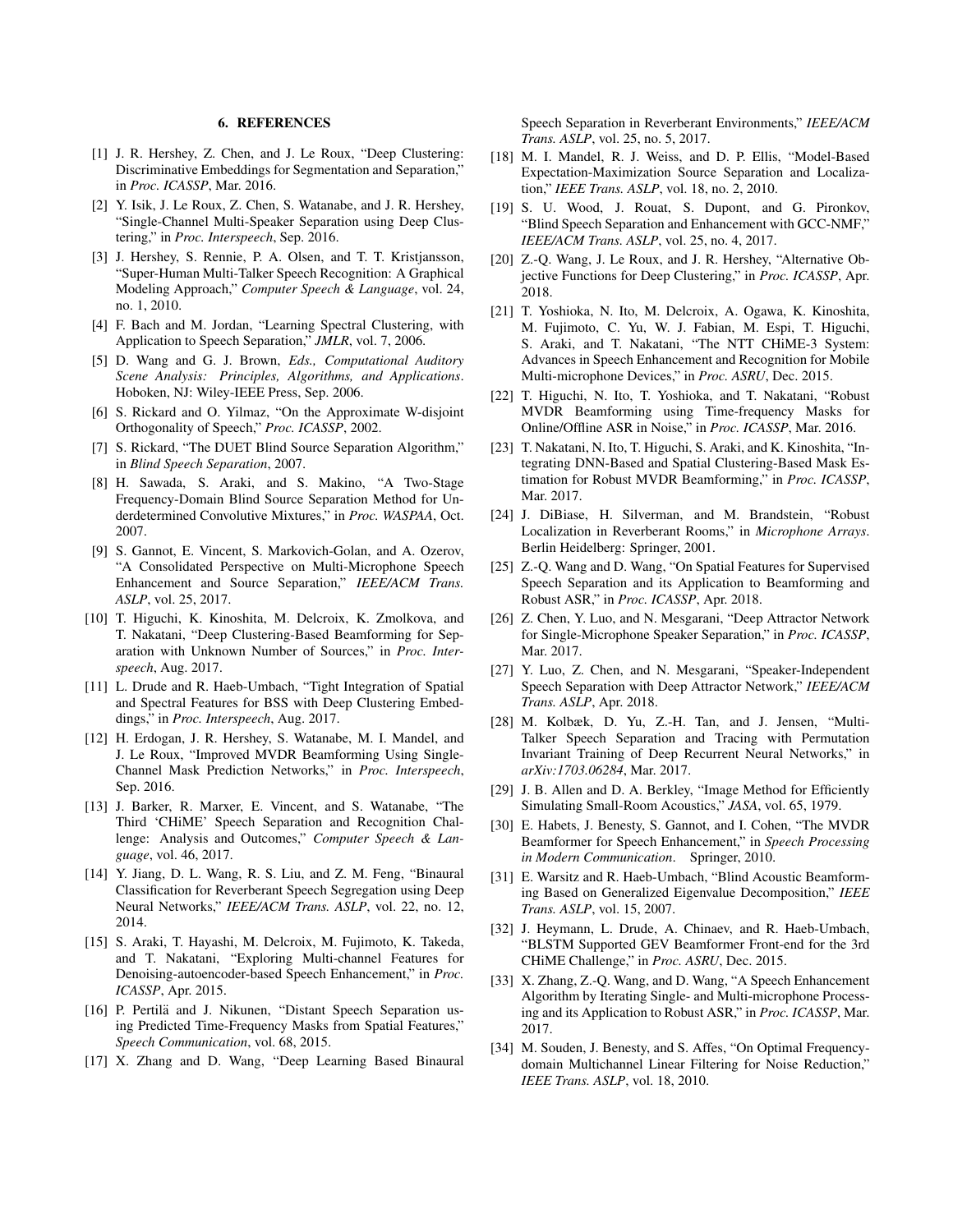## 6. REFERENCES

[1] J. R. Hershey, Z. Chen, and J. Le Roux, "Deep Clustering: Discriminative Embeddings for Segmentation and Separation," in *Proc. ICASSP*, Mar. 2016.

[2] Y. Isik, J. Le Roux, Z. Chen, S. Watanabe, and J. R. Hershey, "Single-Channel Multi-Speaker Separation using Deep Clustering," in *Proc. Interspeech*, Sep. 2016.

[3] J. Hershey, S. Rennie, P. A. Olsen, and T. T. Kristjansson, "Super-Human Multi-Talker Speech Recognition: A Graphical Modeling Approach," *Computer Speech & Language*, vol. 24, no. 1, 2010.

[4] F. Bach and M. Jordan, "Learning Spectral Clustering, with Application to Speech Separation," *JMLR*, vol. 7, 2006.

[5] D. Wang and G. J. Brown, *Eds., Computational Auditory Scene Analysis: Principles, Algorithms, and Applications*. Hoboken, NJ: Wiley-IEEE Press, Sep. 2006.

[6] S. Rickard and O. Yilmaz, "On the Approximate W-disjoint Orthogonality of Speech," *Proc. ICASSP*, 2002.

[7] S. Rickard, "The DUET Blind Source Separation Algorithm," in *Blind Speech Separation*, 2007.

[8] H. Sawada, S. Araki, and S. Makino, "A Two-Stage Frequency-Domain Blind Source Separation Method for Underdetermined Convolutive Mixtures," in *Proc. WASPAA*, Oct. 2007.

[9] S. Gannot, E. Vincent, S. Markovich-Golan, and A. Ozerov, "A Consolidated Perspective on Multi-Microphone Speech Enhancement and Source Separation," *IEEE/ACM Trans. ASLP*, vol. 25, 2017.

[10] T. Higuchi, K. Kinoshita, M. Delcroix, K. Zmolkova, and T. Nakatani, "Deep Clustering-Based Beamforming for Separation with Unknown Number of Sources," in *Proc. Interspeech*, Aug. 2017.

[11] L. Drude and R. Haeb-Umbach, "Tight Integration of Spatial and Spectral Features for BSS with Deep Clustering Embeddings," in *Proc. Interspeech*, Aug. 2017.

[12] H. Erdogan, J. R. Hershey, S. Watanabe, M. I. Mandel, and J. Le Roux, "Improved MVDR Beamforming Using Single-Channel Mask Prediction Networks," in *Proc. Interspeech*, Sep. 2016.

[13] J. Barker, R. Marxer, E. Vincent, and S. Watanabe, "The Third 'CHiME' Speech Separation and Recognition Challenge: Analysis and Outcomes," *Computer Speech & Language*, vol. 46, 2017.

[14] Y. Jiang, D. L. Wang, R. S. Liu, and Z. M. Feng, "Binaural Classification for Reverberant Speech Segregation using Deep Neural Networks," *IEEE/ACM Trans. ASLP*, vol. 22, no. 12, 2014.

[15] S. Araki, T. Hayashi, M. Delcroix, M. Fujimoto, K. Takeda, and T. Nakatani, "Exploring Multi-channel Features for Denoising-autoencoder-based Speech Enhancement," in *Proc. ICASSP*, Apr. 2015.

[16] P. Pertilä and J. Nikunen, "Distant Speech Separation using Predicted Time-Frequency Masks from Spatial Features," *Speech Communication*, vol. 68, 2015.

[17] X. Zhang and D. Wang, "Deep Learning Based Binaural Speech Separation in Reverberant Environments," *IEEE/ACM Trans. ASLP*, vol. 25, no. 5, 2017.

[18] M. I. Mandel, R. J. Weiss, and D. P. Ellis, "Model-Based Expectation-Maximization Source Separation and Localization," *IEEE Trans. ASLP*, vol. 18, no. 2, 2010.

[19] S. U. Wood, J. Rouat, S. Dupont, and G. Pironkov, "Blind Speech Separation and Enhancement with GCC-NMF," *IEEE/ACM Trans. ASLP*, vol. 25, no. 4, 2017.

[20] Z.-Q. Wang, J. Le Roux, and J. R. Hershey, "Alternative Objective Functions for Deep Clustering," in *Proc. ICASSP*, Apr. 2018.

[21] T. Yoshioka, N. Ito, M. Delcroix, A. Ogawa, K. Kinoshita, M. Fujimoto, C. Yu, W. J. Fabian, M. Espi, T. Higuchi, S. Araki, and T. Nakatani, "The NTT CHiME-3 System: Advances in Speech Enhancement and Recognition for Mobile Multi-microphone Devices," in *Proc. ASRU*, Dec. 2015.

[22] T. Higuchi, N. Ito, T. Yoshioka, and T. Nakatani, "Robust MVDR Beamforming using Time-frequency Masks for Online/Offline ASR in Noise," in *Proc. ICASSP*, Mar. 2016.

[23] T. Nakatani, N. Ito, T. Higuchi, S. Araki, and K. Kinoshita, "Integrating DNN-Based and Spatial Clustering-Based Mask Estimation for Robust MVDR Beamforming," in *Proc. ICASSP*, Mar. 2017.

[24] J. DiBiase, H. Silverman, and M. Brandstein, "Robust Localization in Reverberant Rooms," in *Microphone Arrays*. Berlin Heidelberg: Springer, 2001.

[25] Z.-Q. Wang and D. Wang, "On Spatial Features for Supervised Speech Separation and its Application to Beamforming and Robust ASR," in *Proc. ICASSP*, Apr. 2018.

[26] Z. Chen, Y. Luo, and N. Mesgarani, "Deep Attractor Network for Single-Microphone Speaker Separation," in *Proc. ICASSP*, Mar. 2017.

[27] Y. Luo, Z. Chen, and N. Mesgarani, "Speaker-Independent Speech Separation with Deep Attractor Network," *IEEE/ACM Trans. ASLP*, Apr. 2018.

[28] M. Kolbæk, D. Yu, Z.-H. Tan, and J. Jensen, "Multi-Talker Speech Separation and Tracing with Permutation Invariant Training of Deep Recurrent Neural Networks," in *arXiv:1703.06284*, Mar. 2017.

[29] J. B. Allen and D. A. Berkley, "Image Method for Efficiently Simulating Small-Room Acoustics," *JASA*, vol. 65, 1979.

[30] E. Habets, J. Benesty, S. Gannot, and I. Cohen, "The MVDR Beamformer for Speech Enhancement," in *Speech Processing in Modern Communication*. Springer, 2010.

[31] E. Warsitz and R. Haeb-Umbach, "Blind Acoustic Beamforming Based on Generalized Eigenvalue Decomposition," *IEEE Trans. ASLP*, vol. 15, 2007.

[32] J. Heymann, L. Drude, A. Chinaev, and R. Haeb-Umbach, "BLSTM Supported GEV Beamformer Front-end for the 3rd CHiME Challenge," in *Proc. ASRU*, Dec. 2015.

[33] X. Zhang, Z.-Q. Wang, and D. Wang, "A Speech Enhancement Algorithm by Iterating Single- and Multi-microphone Processing and its Application to Robust ASR," in *Proc. ICASSP*, Mar. 2017.

[34] M. Souden, J. Benesty, and S. Affes, "On Optimal Frequency-domain Multichannel Linear Filtering for Noise Reduction," *IEEE Trans. ASLP*, vol. 18, 2010.